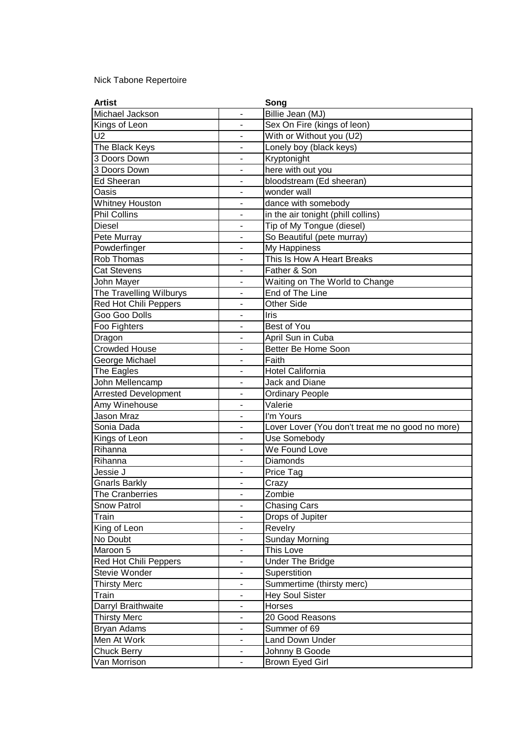Nick Tabone Repertoire

| Artist | | Song |
|---|---|---|
| Michael Jackson | - | Billie Jean (MJ) |
| Kings of Leon | - | Sex On Fire (kings of leon) |
| U2 | - | With or Without you (U2) |
| The Black Keys | - | Lonely boy (black keys) |
| 3 Doors Down | - | Kryptonight |
| 3 Doors Down | - | here with out you |
| Ed Sheeran | - | bloodstream (Ed sheeran) |
| Oasis | - | wonder wall |
| Whitney Houston | - | dance with somebody |
| Phil Collins | - | in the air tonight (phill collins) |
| Diesel | - | Tip of My Tongue (diesel) |
| Pete Murray | - | So Beautiful (pete murray) |
| Powderfinger | - | My Happiness |
| Rob Thomas | - | This Is How A Heart Breaks |
| Cat Stevens | - | Father & Son |
| John Mayer | - | Waiting on The World to Change |
| The Travelling Wilburys | - | End of The Line |
| Red Hot Chili Peppers | - | Other Side |
| Goo Goo Dolls | - | Iris |
| Foo Fighters | - | Best of You |
| Dragon | - | April Sun in Cuba |
| Crowded House | - | Better Be Home Soon |
| George Michael | - | Faith |
| The Eagles | - | Hotel California |
| John Mellencamp | - | Jack and Diane |
| Arrested Development | - | Ordinary People |
| Amy Winehouse | - | Valerie |
| Jason Mraz | - | I'm Yours |
| Sonia Dada | - | Lover Lover (You don't treat me no good no more) |
| Kings of Leon | - | Use Somebody |
| Rihanna | - | We Found Love |
| Rihanna | - | Diamonds |
| Jessie J | - | Price Tag |
| Gnarls Barkly | - | Crazy |
| The Cranberries | - | Zombie |
| Snow Patrol | - | Chasing Cars |
| Train | - | Drops of Jupiter |
| King of Leon | - | Revelry |
| No Doubt | - | Sunday Morning |
| Maroon 5 | - | This Love |
| Red Hot Chili Peppers | - | Under The Bridge |
| Stevie Wonder | - | Superstition |
| Thirsty Merc | - | Summertime (thirsty merc) |
| Train | - | Hey Soul Sister |
| Darryl Braithwaite | - | Horses |
| Thirsty Merc | - | 20 Good Reasons |
| Bryan Adams | - | Summer of 69 |
| Men At Work | - | Land Down Under |
| Chuck Berry | - | Johnny B Goode |
| Van Morrison | - | Brown Eyed Girl |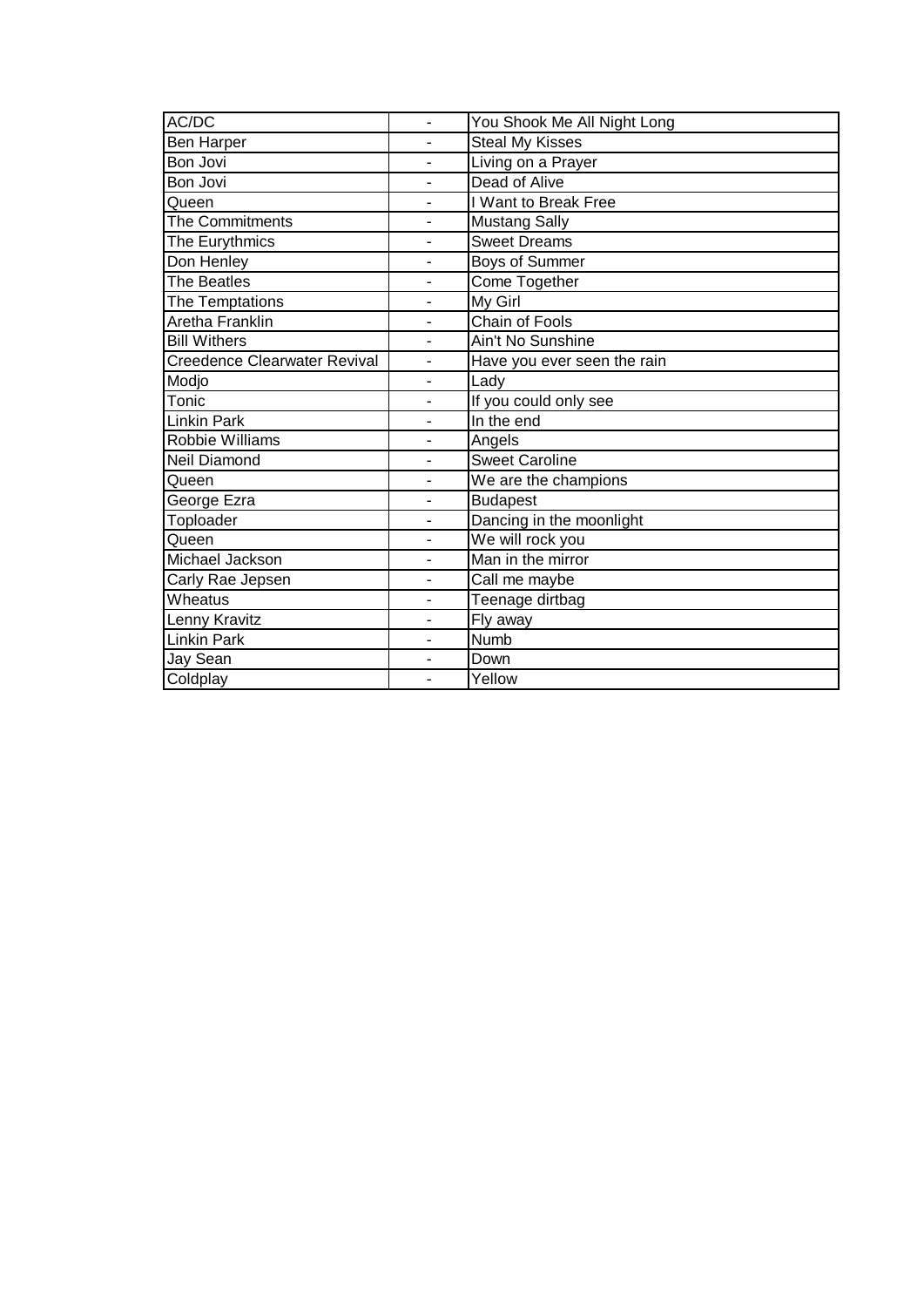| | | |
|---|---|---|
| AC/DC | - | You Shook Me All Night Long |
| Ben Harper | - | Steal My Kisses |
| Bon Jovi | - | Living on a Prayer |
| Bon Jovi | - | Dead of Alive |
| Queen | - | I Want to Break Free |
| The Commitments | - | Mustang Sally |
| The Eurythmics | - | Sweet Dreams |
| Don Henley | - | Boys of Summer |
| The Beatles | - | Come Together |
| The Temptations | - | My Girl |
| Aretha Franklin | - | Chain of Fools |
| Bill Withers | - | Ain't No Sunshine |
| Creedence Clearwater Revival | - | Have you ever seen the rain |
| Modjo | - | Lady |
| Tonic | - | If you could only see |
| Linkin Park | - | In the end |
| Robbie Williams | - | Angels |
| Neil Diamond | - | Sweet Caroline |
| Queen | - | We are the champions |
| George Ezra | - | Budapest |
| Toploader | - | Dancing in the moonlight |
| Queen | - | We will rock you |
| Michael Jackson | - | Man in the mirror |
| Carly Rae Jepsen | - | Call me maybe |
| Wheatus | - | Teenage dirtbag |
| Lenny Kravitz | - | Fly away |
| Linkin Park | - | Numb |
| Jay Sean | - | Down |
| Coldplay | - | Yellow |